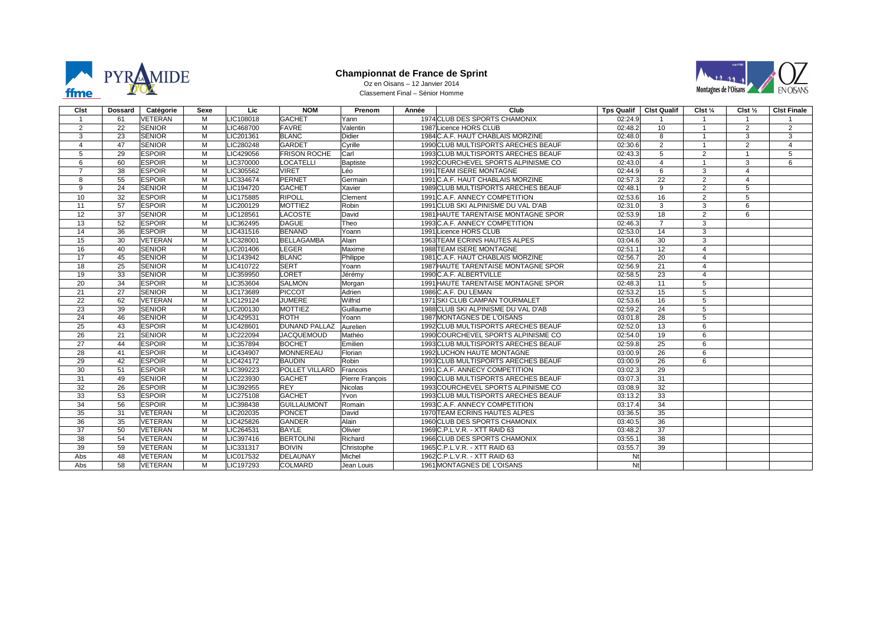# Championnat de France de Sprint

Oz en Oisans – 12 Janvier 2014

Classement Final – Sénior Homme

| Clst | Dossard | Catégorie | Sexe | Lic | NOM | Prenom | Année | Club | Tps Qualif | Clst Qualif | Clst ¼ | Clst ½ | Clst Finale |
|---|---|---|---|---|---|---|---|---|---|---|---|---|---|
| 1 | 61 | VETERAN | M | LIC108018 | GACHET | Yann | 1974 | CLUB DES SPORTS CHAMONIX | 02:24.9 | 1 | 1 | 1 | 1 |
| 2 | 22 | SENIOR | M | LIC468700 | FAVRE | Valentin | 1987 | Licence HORS CLUB | 02:48.2 | 10 | 1 | 2 | 2 |
| 3 | 23 | SENIOR | M | LIC201361 | BLANC | Didier | 1984 | C.A.F. HAUT CHABLAIS MORZINE | 02:48.0 | 8 | 1 | 3 | 3 |
| 4 | 47 | SENIOR | M | LIC280248 | GARDET | Cyrille | 1990 | CLUB MULTISPORTS ARECHES BEAUF | 02:30.6 | 2 | 1 | 2 | 4 |
| 5 | 29 | ESPOIR | M | LIC429056 | FRISON ROCHE | Carl | 1993 | CLUB MULTISPORTS ARECHES BEAUF | 02:43.3 | 5 | 2 | 1 | 5 |
| 6 | 60 | ESPOIR | M | LIC370000 | LOCATELLI | Baptiste | 1992 | COURCHEVEL SPORTS ALPINISME CO | 02:43.0 | 4 | 1 | 3 | 6 |
| 7 | 38 | ESPOIR | M | LIC305562 | VIRET | Léo | 1991 | TEAM ISERE MONTAGNE | 02:44.9 | 6 | 3 | 4 | |
| 8 | 55 | ESPOIR | M | LIC334674 | PERNET | Germain | 1991 | C.A.F. HAUT CHABLAIS MORZINE | 02:57.3 | 22 | 2 | 4 | |
| 9 | 24 | SENIOR | M | LIC194720 | GACHET | Xavier | 1989 | CLUB MULTISPORTS ARECHES BEAUF | 02:48.1 | 9 | 2 | 5 | |
| 10 | 32 | ESPOIR | M | LIC175885 | RIPOLL | Clement | 1991 | C.A.F. ANNECY COMPETITION | 02:53.6 | 16 | 2 | 5 | |
| 11 | 57 | ESPOIR | M | LIC200129 | MOTTIEZ | Robin | 1991 | CLUB SKI ALPINISME DU VAL D'AB | 02:31.0 | 3 | 3 | 6 | |
| 12 | 37 | SENIOR | M | LIC128561 | LACOSTE | David | 1981 | HAUTE TARENTAISE MONTAGNE SPOR | 02:53.9 | 18 | 2 | 6 | |
| 13 | 52 | ESPOIR | M | LIC362495 | DAGUE | Theo | 1993 | C.A.F. ANNECY COMPETITION | 02:46.3 | 7 | 3 | | |
| 14 | 36 | ESPOIR | M | LIC431516 | BENAND | Yoann | 1991 | Licence HORS CLUB | 02:53.0 | 14 | 3 | | |
| 15 | 30 | VETERAN | M | LIC328001 | BELLAGAMBA | Alain | 1963 | TEAM ECRINS HAUTES ALPES | 03:04.6 | 30 | 3 | | |
| 16 | 40 | SENIOR | M | LIC201406 | LEGER | Maxime | 1988 | TEAM ISERE MONTAGNE | 02:51.1 | 12 | 4 | | |
| 17 | 45 | SENIOR | M | LIC143942 | BLANC | Philippe | 1981 | C.A.F. HAUT CHABLAIS MORZINE | 02:56.7 | 20 | 4 | | |
| 18 | 25 | SENIOR | M | LIC410722 | SERT | Yoann | 1987 | HAUTE TARENTAISE MONTAGNE SPOR | 02:56.9 | 21 | 4 | | |
| 19 | 33 | SENIOR | M | LIC359950 | LORET | Jérémy | 1990 | C.A.F. ALBERTVILLE | 02:58.5 | 23 | 4 | | |
| 20 | 34 | ESPOIR | M | LIC353604 | SALMON | Morgan | 1991 | HAUTE TARENTAISE MONTAGNE SPOR | 02:48.3 | 11 | 5 | | |
| 21 | 27 | SENIOR | M | LIC173689 | PICCOT | Adrien | 1986 | C.A.F. DU LEMAN | 02:53.2 | 15 | 5 | | |
| 22 | 62 | VETERAN | M | LIC129124 | JUMERE | Wilfrid | 1971 | SKI CLUB CAMPAN TOURMALET | 02:53.6 | 16 | 5 | | |
| 23 | 39 | SENIOR | M | LIC200130 | MOTTIEZ | Guillaume | 1988 | CLUB SKI ALPINISME DU VAL D'AB | 02:59.2 | 24 | 5 | | |
| 24 | 46 | SENIOR | M | LIC429531 | ROTH | Yoann | 1987 | MONTAGNES DE L'OISANS | 03:01.8 | 28 | 5 | | |
| 25 | 43 | ESPOIR | M | LIC428601 | DUNAND PALLAZ | Aurelien | 1992 | CLUB MULTISPORTS ARECHES BEAUF | 02:52.0 | 13 | 6 | | |
| 26 | 21 | SENIOR | M | LIC222094 | JACQUEMOUD | Mathéo | 1990 | COURCHEVEL SPORTS ALPINISME CO | 02:54.0 | 19 | 6 | | |
| 27 | 44 | ESPOIR | M | LIC357894 | BOCHET | Emilien | 1993 | CLUB MULTISPORTS ARECHES BEAUF | 02:59.8 | 25 | 6 | | |
| 28 | 41 | ESPOIR | M | LIC434907 | MONNEREAU | Florian | 1992 | LUCHON HAUTE MONTAGNE | 03:00.9 | 26 | 6 | | |
| 29 | 42 | ESPOIR | M | LIC424172 | BAUDIN | Robin | 1993 | CLUB MULTISPORTS ARECHES BEAUF | 03:00.9 | 26 | 6 | | |
| 30 | 51 | ESPOIR | M | LIC399223 | POLLET VILLARD | Francois | 1991 | C.A.F. ANNECY COMPETITION | 03:02.3 | 29 | | | |
| 31 | 49 | SENIOR | M | LIC223930 | GACHET | Pierre François | 1990 | CLUB MULTISPORTS ARECHES BEAUF | 03:07.3 | 31 | | | |
| 32 | 26 | ESPOIR | M | LIC392955 | REY | Nicolas | 1993 | COURCHEVEL SPORTS ALPINISME CO | 03:08.9 | 32 | | | |
| 33 | 53 | ESPOIR | M | LIC275108 | GACHET | Yvon | 1993 | CLUB MULTISPORTS ARECHES BEAUF | 03:13.2 | 33 | | | |
| 34 | 56 | ESPOIR | M | LIC398438 | GUILLAUMONT | Romain | 1993 | C.A.F. ANNECY COMPETITION | 03:17.4 | 34 | | | |
| 35 | 31 | VETERAN | M | LIC202035 | PONCET | David | 1970 | TEAM ECRINS HAUTES ALPES | 03:36.5 | 35 | | | |
| 36 | 35 | VETERAN | M | LIC425826 | GANDER | Alain | 1960 | CLUB DES SPORTS CHAMONIX | 03:40.5 | 36 | | | |
| 37 | 50 | VETERAN | M | LIC264531 | BAYLE | Olivier | 1969 | C.P.L.V.R. - XTT RAID 63 | 03:48.2 | 37 | | | |
| 38 | 54 | VETERAN | M | LIC397416 | BERTOLINI | Richard | 1966 | CLUB DES SPORTS CHAMONIX | 03:55.1 | 38 | | | |
| 39 | 59 | VETERAN | M | LIC331317 | BOIVIN | Christophe | 1965 | C.P.L.V.R. - XTT RAID 63 | 03:55.7 | 39 | | | |
| Abs | 48 | VETERAN | M | LIC017532 | DELAUNAY | Michel | 1962 | C.P.L.V.R. - XTT RAID 63 | Nt | | | | |
| Abs | 58 | VETERAN | M | LIC197293 | COLMARD | Jean Louis | 1961 | MONTAGNES DE L'OISANS | Nt | | | | |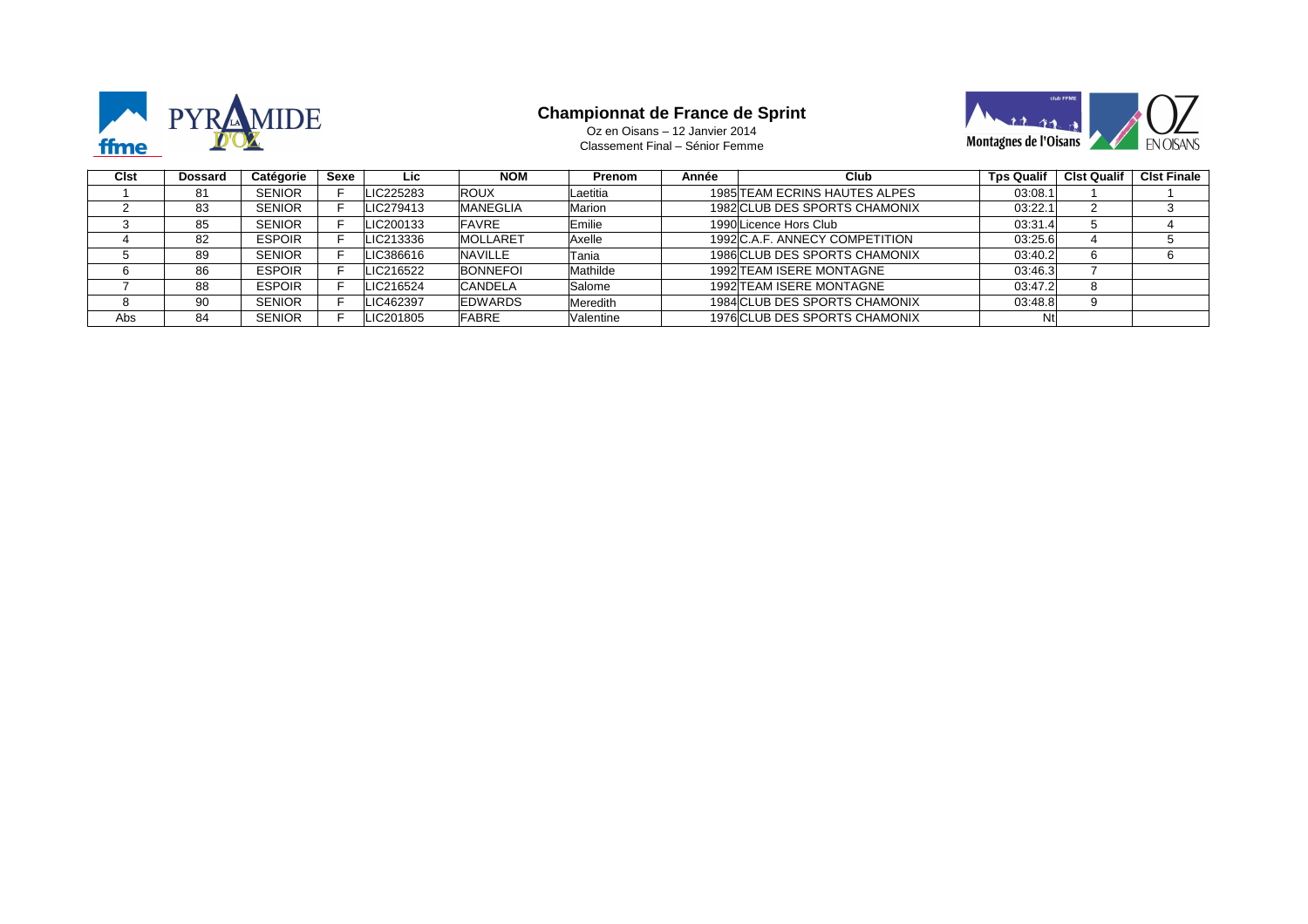# Championnat de France de Sprint

Oz en Oisans – 12 Janvier 2014

Classement Final – Sénior Femme

| Clst | Dossard | Catégorie | Sexe | Lic | NOM | Prenom | Année | Club | Tps Qualif | Clst Qualif | Clst Finale |
|---|---|---|---|---|---|---|---|---|---|---|---|
| 1 | 81 | SENIOR | F | LIC225283 | ROUX | Laetitia | 1985 | TEAM ECRINS HAUTES ALPES | 03:08.1 | 1 | 1 |
| 2 | 83 | SENIOR | F | LIC279413 | MANEGLIA | Marion | 1982 | CLUB DES SPORTS CHAMONIX | 03:22.1 | 2 | 3 |
| 3 | 85 | SENIOR | F | LIC200133 | FAVRE | Emilie | 1990 | Licence Hors Club | 03:31.4 | 5 | 4 |
| 4 | 82 | ESPOIR | F | LIC213336 | MOLLARET | Axelle | 1992 | C.A.F. ANNECY COMPETITION | 03:25.6 | 4 | 5 |
| 5 | 89 | SENIOR | F | LIC386616 | NAVILLE | Tania | 1986 | CLUB DES SPORTS CHAMONIX | 03:40.2 | 6 | 6 |
| 6 | 86 | ESPOIR | F | LIC216522 | BONNEFOI | Mathilde | 1992 | TEAM ISERE MONTAGNE | 03:46.3 | 7 | |
| 7 | 88 | ESPOIR | F | LIC216524 | CANDELA | Salome | 1992 | TEAM ISERE MONTAGNE | 03:47.2 | 8 | |
| 8 | 90 | SENIOR | F | LIC462397 | EDWARDS | Meredith | 1984 | CLUB DES SPORTS CHAMONIX | 03:48.8 | 9 | |
| Abs | 84 | SENIOR | F | LIC201805 | FABRE | Valentine | 1976 | CLUB DES SPORTS CHAMONIX | Nt | | |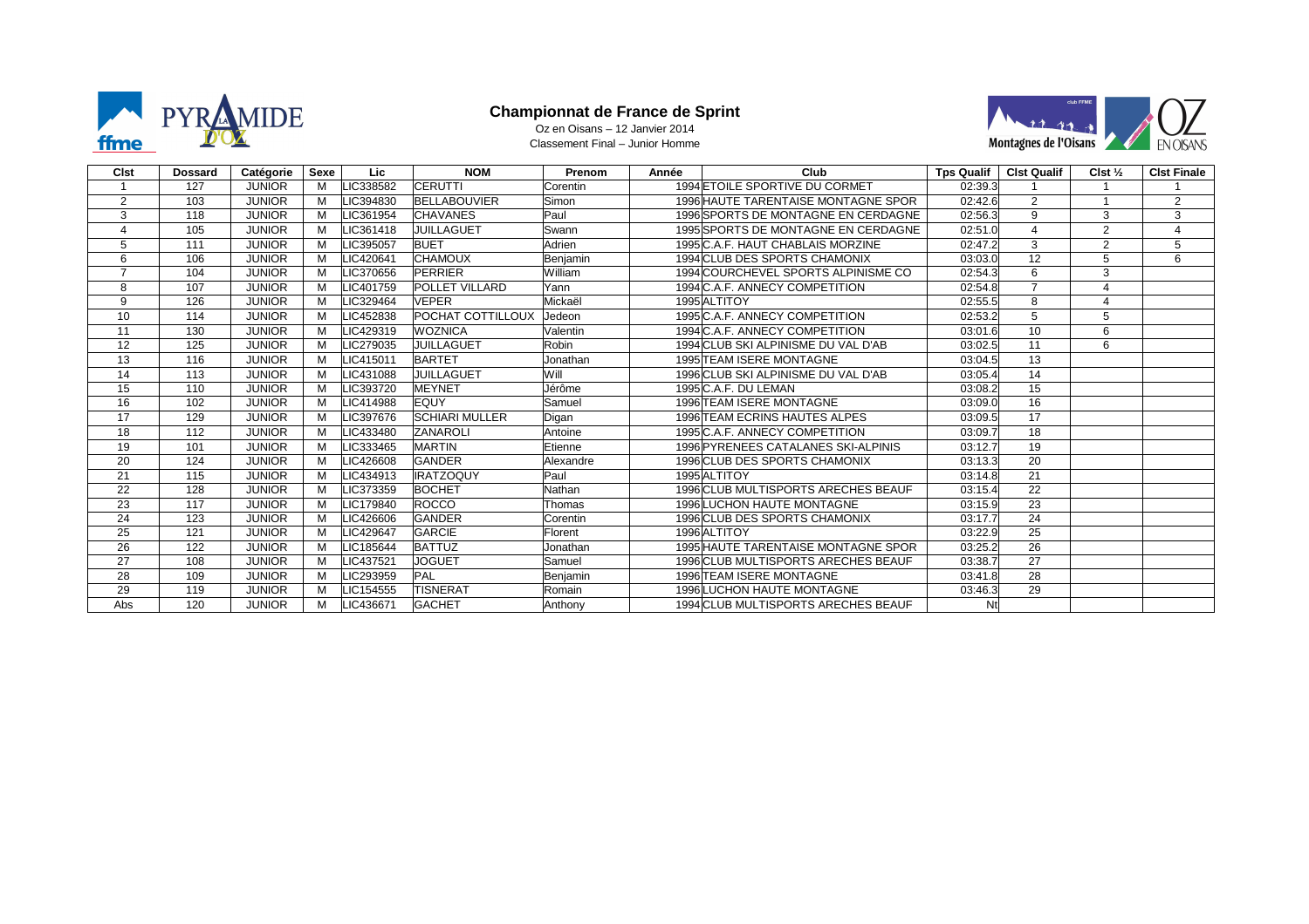# Championnat de France de Sprint

Oz en Oisans – 12 Janvier 2014

Classement Final – Junior Homme

| Clst | Dossard | Catégorie | Sexe | Lic | NOM | Prenom | Année | Club | Tps Qualif | Clst Qualif | Clst ½ | Clst Finale |
|---|---|---|---|---|---|---|---|---|---|---|---|---|
| 1 | 127 | JUNIOR | M | LIC338582 | CERUTTI | Corentin | 1994 | ETOILE SPORTIVE DU CORMET | 02:39.3 | 1 | 1 | 1 |
| 2 | 103 | JUNIOR | M | LIC394830 | BELLABOUVIER | Simon | 1996 | HAUTE TARENTAISE MONTAGNE SPOR | 02:42.6 | 2 | 1 | 2 |
| 3 | 118 | JUNIOR | M | LIC361954 | CHAVANES | Paul | 1996 | SPORTS DE MONTAGNE EN CERDAGNE | 02:56.3 | 9 | 3 | 3 |
| 4 | 105 | JUNIOR | M | LIC361418 | JUILLAGUET | Swann | 1995 | SPORTS DE MONTAGNE EN CERDAGNE | 02:51.0 | 4 | 2 | 4 |
| 5 | 111 | JUNIOR | M | LIC395057 | BUET | Adrien | 1995 | C.A.F. HAUT CHABLAIS MORZINE | 02:47.2 | 3 | 2 | 5 |
| 6 | 106 | JUNIOR | M | LIC420641 | CHAMOUX | Benjamin | 1994 | CLUB DES SPORTS CHAMONIX | 03:03.0 | 12 | 5 | 6 |
| 7 | 104 | JUNIOR | M | LIC370656 | PERRIER | William | 1994 | COURCHEVEL SPORTS ALPINISME CO | 02:54.3 | 6 | 3 | |
| 8 | 107 | JUNIOR | M | LIC401759 | POLLET VILLARD | Yann | 1994 | C.A.F. ANNECY COMPETITION | 02:54.8 | 7 | 4 | |
| 9 | 126 | JUNIOR | M | LIC329464 | VEPER | Mickaël | 1995 | ALTITOY | 02:55.5 | 8 | 4 | |
| 10 | 114 | JUNIOR | M | LIC452838 | POCHAT COTTILLOUX | Jedeon | 1995 | C.A.F. ANNECY COMPETITION | 02:53.2 | 5 | 5 | |
| 11 | 130 | JUNIOR | M | LIC429319 | WOZNICA | Valentin | 1994 | C.A.F. ANNECY COMPETITION | 03:01.6 | 10 | 6 | |
| 12 | 125 | JUNIOR | M | LIC279035 | JUILLAGUET | Robin | 1994 | CLUB SKI ALPINISME DU VAL D'AB | 03:02.5 | 11 | 6 | |
| 13 | 116 | JUNIOR | M | LIC415011 | BARTET | Jonathan | 1995 | TEAM ISERE MONTAGNE | 03:04.5 | 13 | | |
| 14 | 113 | JUNIOR | M | LIC431088 | JUILLAGUET | Will | 1996 | CLUB SKI ALPINISME DU VAL D'AB | 03:05.4 | 14 | | |
| 15 | 110 | JUNIOR | M | LIC393720 | MEYNET | Jérôme | 1995 | C.A.F. DU LEMAN | 03:08.2 | 15 | | |
| 16 | 102 | JUNIOR | M | LIC414988 | EQUY | Samuel | 1996 | TEAM ISERE MONTAGNE | 03:09.0 | 16 | | |
| 17 | 129 | JUNIOR | M | LIC397676 | SCHIARI MULLER | Digan | 1996 | TEAM ECRINS HAUTES ALPES | 03:09.5 | 17 | | |
| 18 | 112 | JUNIOR | M | LIC433480 | ZANAROLI | Antoine | 1995 | C.A.F. ANNECY COMPETITION | 03:09.7 | 18 | | |
| 19 | 101 | JUNIOR | M | LIC333465 | MARTIN | Etienne | 1996 | PYRENEES CATALANES SKI-ALPINIS | 03:12.7 | 19 | | |
| 20 | 124 | JUNIOR | M | LIC426608 | GANDER | Alexandre | 1996 | CLUB DES SPORTS CHAMONIX | 03:13.3 | 20 | | |
| 21 | 115 | JUNIOR | M | LIC434913 | IRATZOQUY | Paul | 1995 | ALTITOY | 03:14.8 | 21 | | |
| 22 | 128 | JUNIOR | M | LIC373359 | BOCHET | Nathan | 1996 | CLUB MULTISPORTS ARECHES BEAUF | 03:15.4 | 22 | | |
| 23 | 117 | JUNIOR | M | LIC179840 | ROCCO | Thomas | 1996 | LUCHON HAUTE MONTAGNE | 03:15.9 | 23 | | |
| 24 | 123 | JUNIOR | M | LIC426606 | GANDER | Corentin | 1996 | CLUB DES SPORTS CHAMONIX | 03:17.7 | 24 | | |
| 25 | 121 | JUNIOR | M | LIC429647 | GARCIE | Florent | 1996 | ALTITOY | 03:22.9 | 25 | | |
| 26 | 122 | JUNIOR | M | LIC185644 | BATTUZ | Jonathan | 1995 | HAUTE TARENTAISE MONTAGNE SPOR | 03:25.2 | 26 | | |
| 27 | 108 | JUNIOR | M | LIC437521 | JOGUET | Samuel | 1996 | CLUB MULTISPORTS ARECHES BEAUF | 03:38.7 | 27 | | |
| 28 | 109 | JUNIOR | M | LIC293959 | PAL | Benjamin | 1996 | TEAM ISERE MONTAGNE | 03:41.8 | 28 | | |
| 29 | 119 | JUNIOR | M | LIC154555 | TISNERAT | Romain | 1996 | LUCHON HAUTE MONTAGNE | 03:46.3 | 29 | | |
| Abs | 120 | JUNIOR | M | LIC436671 | GACHET | Anthony | 1994 | CLUB MULTISPORTS ARECHES BEAUF | Nt | | | |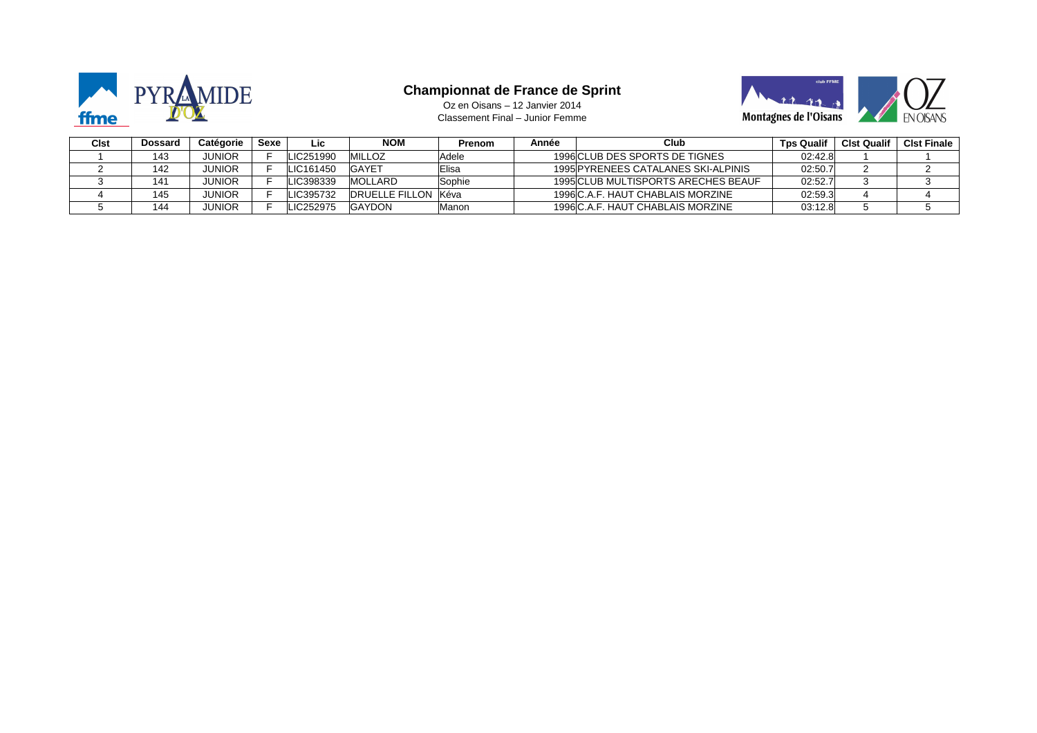# Championnat de France de Sprint

Oz en Oisans – 12 Janvier 2014

Classement Final – Junior Femme

| Clst | Dossard | Catégorie | Sexe | Lic | NOM | Prenom | Année | Club | Tps Qualif | Clst Qualif | Clst Finale |
|---|---|---|---|---|---|---|---|---|---|---|---|
| 1 | 143 | JUNIOR | F | LIC251990 | MILLOZ | Adele | 1996 | CLUB DES SPORTS DE TIGNES | 02:42.8 | 1 | 1 |
| 2 | 142 | JUNIOR | F | LIC161450 | GAYET | Elisa | 1995 | PYRENEES CATALANES SKI-ALPINIS | 02:50.7 | 2 | 2 |
| 3 | 141 | JUNIOR | F | LIC398339 | MOLLARD | Sophie | 1995 | CLUB MULTISPORTS ARECHES BEAUF | 02:52.7 | 3 | 3 |
| 4 | 145 | JUNIOR | F | LIC395732 | DRUELLE FILLON | Kéva | 1996 | C.A.F. HAUT CHABLAIS MORZINE | 02:59.3 | 4 | 4 |
| 5 | 144 | JUNIOR | F | LIC252975 | GAYDON | Manon | 1996 | C.A.F. HAUT CHABLAIS MORZINE | 03:12.8 | 5 | 5 |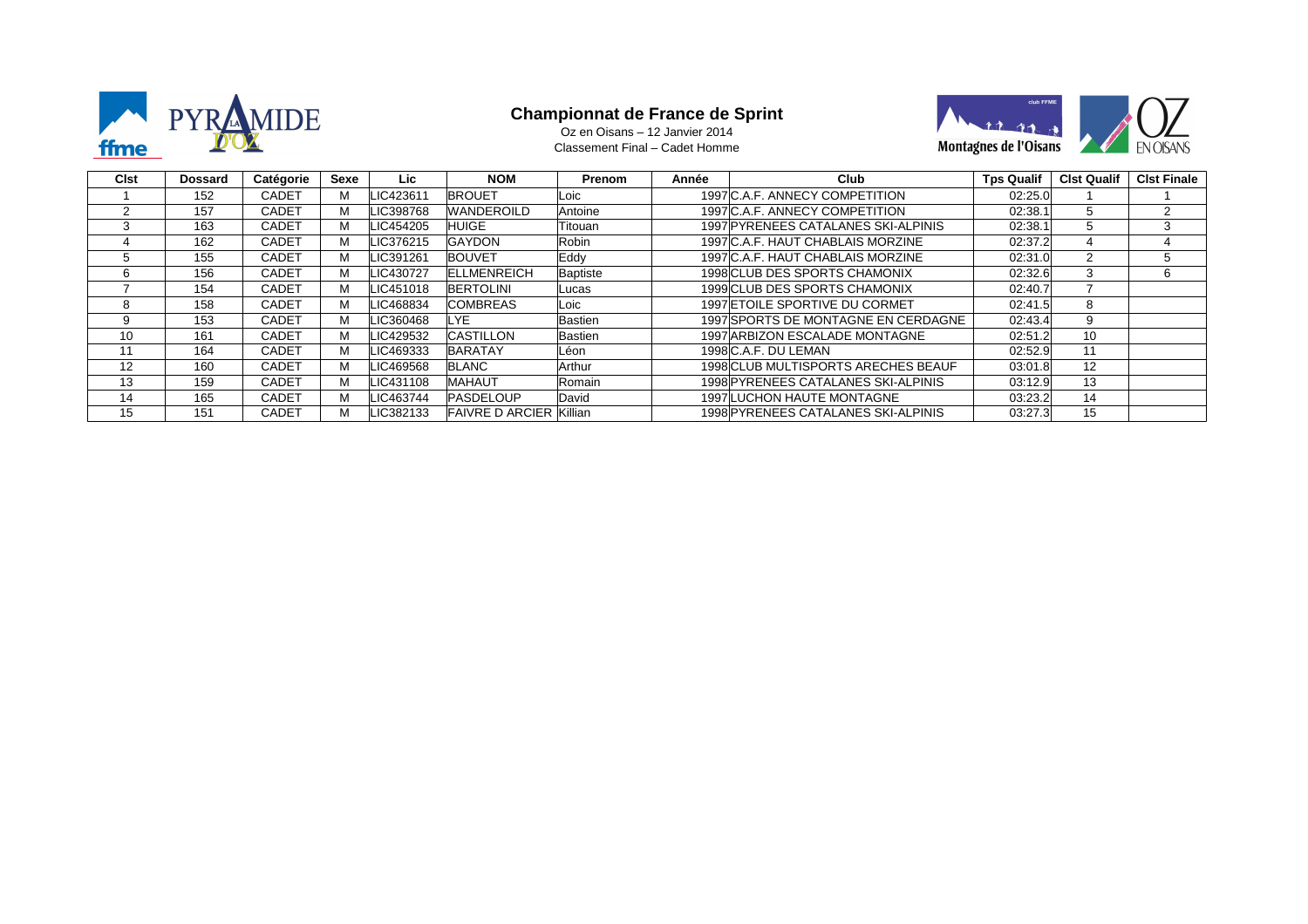# Championnat de France de Sprint

Oz en Oisans – 12 Janvier 2014

Classement Final – Cadet Homme

| Clst | Dossard | Catégorie | Sexe | Lic | NOM | Prenom | Année | Club | Tps Qualif | Clst Qualif | Clst Finale |
|---|---|---|---|---|---|---|---|---|---|---|---|
| 1 | 152 | CADET | M | LIC423611 | BROUET | Loic | 1997 | C.A.F. ANNECY COMPETITION | 02:25.0 | 1 | 1 |
| 2 | 157 | CADET | M | LIC398768 | WANDEROILD | Antoine | 1997 | C.A.F. ANNECY COMPETITION | 02:38.1 | 5 | 2 |
| 3 | 163 | CADET | M | LIC454205 | HUIGE | Titouan | 1997 | PYRENEES CATALANES SKI-ALPINIS | 02:38.1 | 5 | 3 |
| 4 | 162 | CADET | M | LIC376215 | GAYDON | Robin | 1997 | C.A.F. HAUT CHABLAIS MORZINE | 02:37.2 | 4 | 4 |
| 5 | 155 | CADET | M | LIC391261 | BOUVET | Eddy | 1997 | C.A.F. HAUT CHABLAIS MORZINE | 02:31.0 | 2 | 5 |
| 6 | 156 | CADET | M | LIC430727 | ELLMENREICH | Baptiste | 1998 | CLUB DES SPORTS CHAMONIX | 02:32.6 | 3 | 6 |
| 7 | 154 | CADET | M | LIC451018 | BERTOLINI | Lucas | 1999 | CLUB DES SPORTS CHAMONIX | 02:40.7 | 7 | |
| 8 | 158 | CADET | M | LIC468834 | COMBREAS | Loic | 1997 | ETOILE SPORTIVE DU CORMET | 02:41.5 | 8 | |
| 9 | 153 | CADET | M | LIC360468 | LYE | Bastien | 1997 | SPORTS DE MONTAGNE EN CERDAGNE | 02:43.4 | 9 | |
| 10 | 161 | CADET | M | LIC429532 | CASTILLON | Bastien | 1997 | ARBIZON ESCALADE MONTAGNE | 02:51.2 | 10 | |
| 11 | 164 | CADET | M | LIC469333 | BARATAY | Léon | 1998 | C.A.F. DU LEMAN | 02:52.9 | 11 | |
| 12 | 160 | CADET | M | LIC469568 | BLANC | Arthur | 1998 | CLUB MULTISPORTS ARECHES BEAUF | 03:01.8 | 12 | |
| 13 | 159 | CADET | M | LIC431108 | MAHAUT | Romain | 1998 | PYRENEES CATALANES SKI-ALPINIS | 03:12.9 | 13 | |
| 14 | 165 | CADET | M | LIC463744 | PASDELOUP | David | 1997 | LUCHON HAUTE MONTAGNE | 03:23.2 | 14 | |
| 15 | 151 | CADET | M | LIC382133 | FAIVRE D ARCIER | Killian | 1998 | PYRENEES CATALANES SKI-ALPINIS | 03:27.3 | 15 | |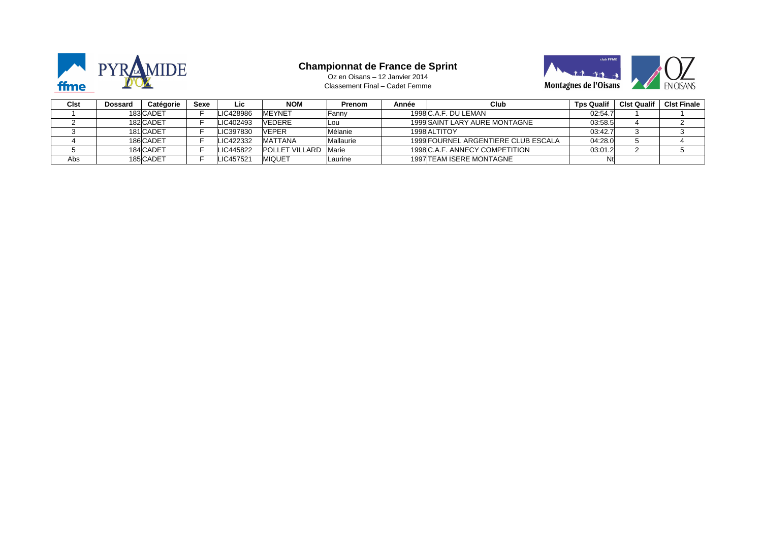# Championnat de France de Sprint

Oz en Oisans – 12 Janvier 2014

Classement Final – Cadet Femme

| Clst | Dossard | Catégorie | Sexe | Lic | NOM | Prenom | Année | Club | Tps Qualif | Clst Qualif | Clst Finale |
|---|---|---|---|---|---|---|---|---|---|---|---|
| 1 | 183 | CADET | F | LIC428986 | MEYNET | Fanny | 1998 | C.A.F. DU LEMAN | 02:54.7 | 1 | 1 |
| 2 | 182 | CADET | F | LIC402493 | VEDERE | Lou | 1999 | SAINT LARY AURE MONTAGNE | 03:58.5 | 4 | 2 |
| 3 | 181 | CADET | F | LIC397830 | VEPER | Mélanie | 1998 | ALTITOY | 03:42.7 | 3 | 3 |
| 4 | 186 | CADET | F | LIC422332 | MATTANA | Mallaurie | 1999 | FOURNEL ARGENTIERE CLUB ESCALA | 04:28.0 | 5 | 4 |
| 5 | 184 | CADET | F | LIC445822 | POLLET VILLARD | Marie | 1998 | C.A.F. ANNECY COMPETITION | 03:01.2 | 2 | 5 |
| Abs | 185 | CADET | F | LIC457521 | MIQUET | Laurine | 1997 | TEAM ISERE MONTAGNE | Nt | | |